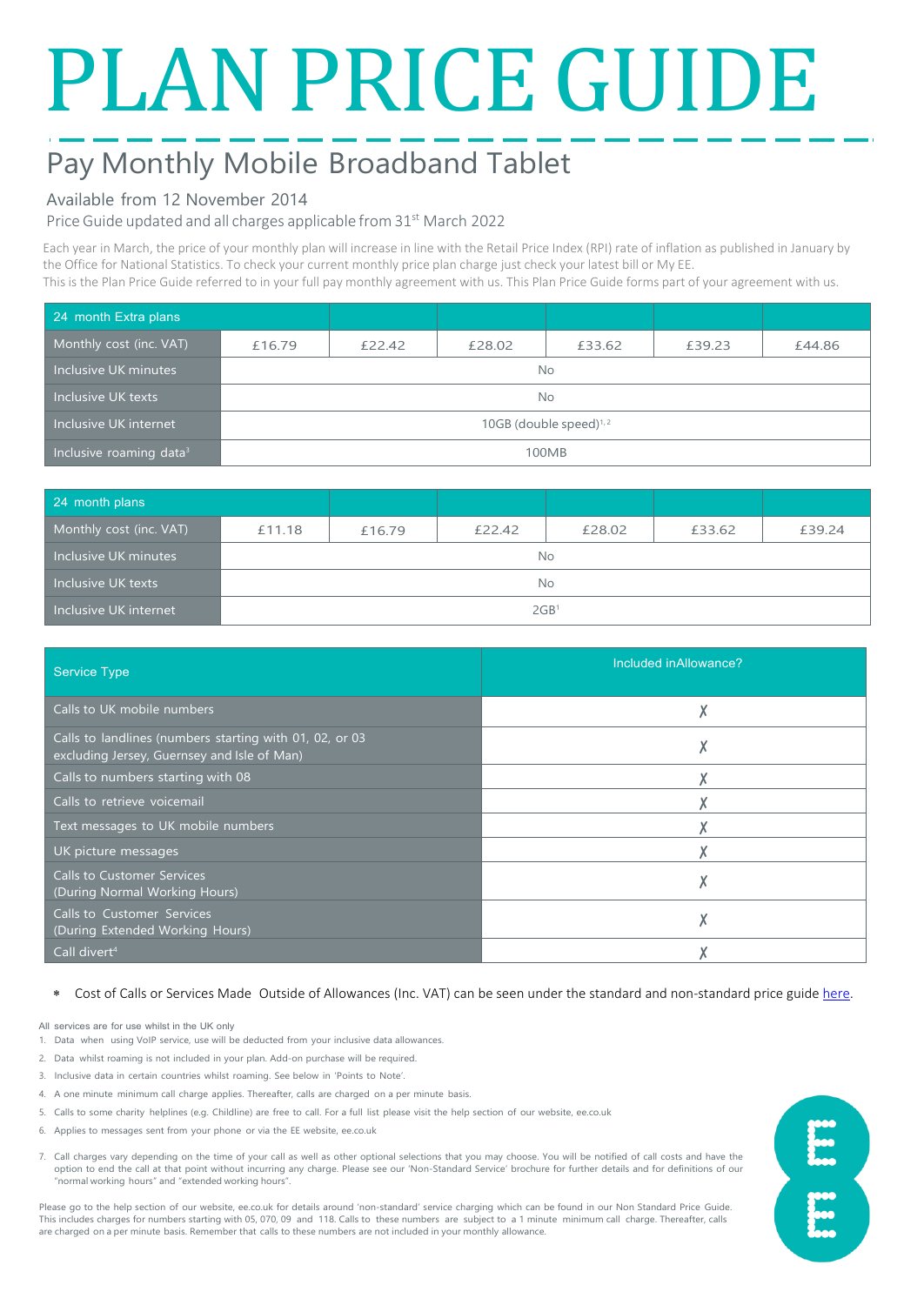# PLAN PRICE GUIDE

## Pay Monthly Mobile Broadband Tablet

### Available from 12 November 2014

Price Guide updated and all charges applicable from 31st March 2022

Each year in March, the price of your monthly plan will increase in line with the Retail Price Index (RPI) rate of inflation as published in January by the Office for National Statistics. To check your current monthly price plan charge just check your latest bill or My EE.
This is the Plan Price Guide referred to in your full pay monthly agreement with us. This Plan Price Guide forms part of your agreement with us.

| 24 month Extra plans | | | | | | |
|---|---|---|---|---|---|---|
| Monthly cost (inc. VAT) | £16.79 | £22.42 | £28.02 | £33.62 | £39.23 | £44.86 |
| Inclusive UK minutes | No | | | | | |
| Inclusive UK texts | No | | | | | |
| Inclusive UK internet | 10GB (double speed)[1, 2] | | | | | |
| Inclusive roaming data[3] | 100MB | | | | | |

| 24 month plans | | | | | | |
|---|---|---|---|---|---|---|
| Monthly cost (inc. VAT) | £11.18 | £16.79 | £22.42 | £28.02 | £33.62 | £39.24 |
| Inclusive UK minutes | No | | | | | |
| Inclusive UK texts | No | | | | | |
| Inclusive UK internet | 2GB[1] | | | | | |

| Service Type | Included inAllowance? |
|---|---|
| Calls to UK mobile numbers | ✗ |
| Calls to landlines (numbers starting with 01, 02, or 03 excluding Jersey, Guernsey and Isle of Man) | ✗ |
| Calls to numbers starting with 08 | ✗ |
| Calls to retrieve voicemail | ✗ |
| Text messages to UK mobile numbers | ✗ |
| UK picture messages | ✗ |
| Calls to Customer Services (During Normal Working Hours) | ✗ |
| Calls to Customer Services (During Extended Working Hours) | ✗ |
| Call divert[4] | ✗ |

- Cost of Calls or Services Made Outside of Allowances (Inc. VAT) can be seen under the standard and non-standard price guide here.

All services are for use whilst in the UK only

1. Data when using VoIP service, use will be deducted from your inclusive data allowances.
2. Data whilst roaming is not included in your plan. Add-on purchase will be required.
3. Inclusive data in certain countries whilst roaming. See below in 'Points to Note'.
4. A one minute minimum call charge applies. Thereafter, calls are charged on a per minute basis.
5. Calls to some charity helplines (e.g. Childline) are free to call. For a full list please visit the help section of our website, ee.co.uk
6. Applies to messages sent from your phone or via the EE website, ee.co.uk
7. Call charges vary depending on the time of your call as well as other optional selections that you may choose. You will be notified of call costs and have the option to end the call at that point without incurring any charge. Please see our 'Non-Standard Service' brochure for further details and for definitions of our "normal working hours" and "extended working hours".

Please go to the help section of our website, ee.co.uk for details around 'non-standard' service charging which can be found in our Non Standard Price Guide. This includes charges for numbers starting with 05, 070, 09 and 118. Calls to these numbers are subject to a 1 minute minimum call charge. Thereafter, calls are charged on a per minute basis. Remember that calls to these numbers are not included in your monthly allowance.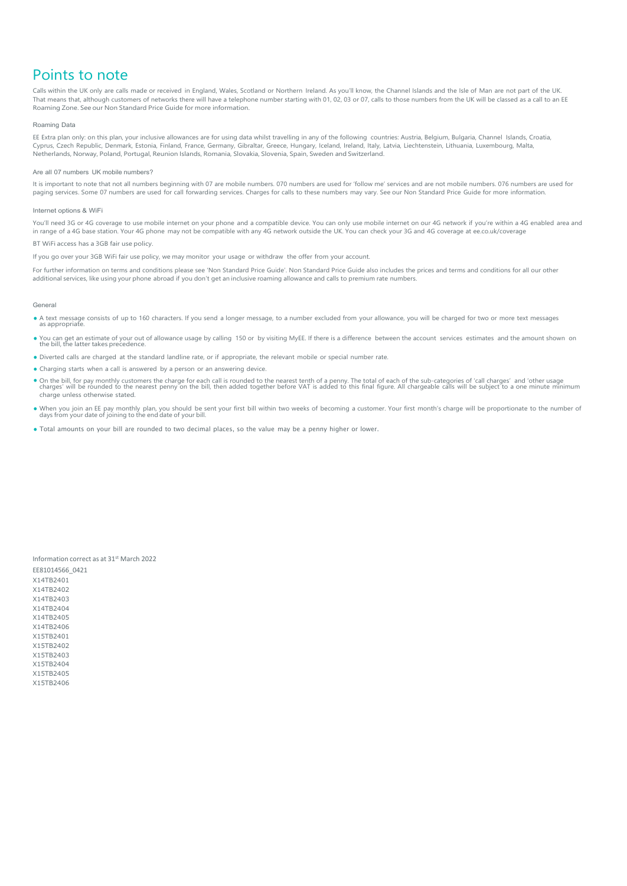// Points to note

Calls within the UK only are calls made or received in England, Wales, Scotland or Northern Ireland. As you'll know, the Channel Islands and the Isle of Man are not part of the UK. That means that, although customers of networks there will have a telephone number starting with 01, 02, 03 or 07, calls to those numbers from the UK will be classed as a call to an EE Roaming Zone. See our Non Standard Price Guide for more information.

### Roaming Data

EE Extra plan only: on this plan, your inclusive allowances are for using data whilst travelling in any of the following countries: Austria, Belgium, Bulgaria, Channel Islands, Croatia, Cyprus, Czech Republic, Denmark, Estonia, Finland, France, Germany, Gibraltar, Greece, Hungary, Iceland, Ireland, Italy, Latvia, Liechtenstein, Lithuania, Luxembourg, Malta, Netherlands, Norway, Poland, Portugal, Reunion Islands, Romania, Slovakia, Slovenia, Spain, Sweden and Switzerland.

### Are all 07 numbers UK mobile numbers?

It is important to note that not all numbers beginning with 07 are mobile numbers. 070 numbers are used for 'follow me' services and are not mobile numbers. 076 numbers are used for paging services. Some 07 numbers are used for call forwarding services. Charges for calls to these numbers may vary. See our Non Standard Price Guide for more information.

### Internet options & WiFi

You'll need 3G or 4G coverage to use mobile internet on your phone and a compatible device. You can only use mobile internet on our 4G network if you're within a 4G enabled area and in range of a 4G base station. Your 4G phone may not be compatible with any 4G network outside the UK. You can check your 3G and 4G coverage at ee.co.uk/coverage

BT WiFi access has a 3GB fair use policy.

If you go over your 3GB WiFi fair use policy, we may monitor your usage or withdraw the offer from your account.

For further information on terms and conditions please see 'Non Standard Price Guide'. Non Standard Price Guide also includes the prices and terms and conditions for all our other additional services, like using your phone abroad if you don't get an inclusive roaming allowance and calls to premium rate numbers.

### General

- A text message consists of up to 160 characters. If you send a longer message, to a number excluded from your allowance, you will be charged for two or more text messages as appropriate.
- You can get an estimate of your out of allowance usage by calling 150 or by visiting MyEE. If there is a difference between the account services estimates and the amount shown on the bill, the latter takes precedence.
- Diverted calls are charged at the standard landline rate, or if appropriate, the relevant mobile or special number rate.
- Charging starts when a call is answered by a person or an answering device.
- On the bill, for pay monthly customers the charge for each call is rounded to the nearest tenth of a penny. The total of each of the sub-categories of 'call charges' and 'other usage charges' will be rounded to the nearest penny on the bill, then added together before VAT is added to this final figure. All chargeable calls will be subject to a one minute minimum charge unless otherwise stated.
- When you join an EE pay monthly plan, you should be sent your first bill within two weeks of becoming a customer. Your first month's charge will be proportionate to the number of days from your date of joining to the end date of your bill.
- Total amounts on your bill are rounded to two decimal places, so the value may be a penny higher or lower.

Information correct as at 31st March 2022

EE81014566_0421
X14TB2401
X14TB2402
X14TB2403
X14TB2404
X14TB2405
X14TB2406
X15TB2401
X15TB2402
X15TB2403
X15TB2404
X15TB2405
X15TB2406